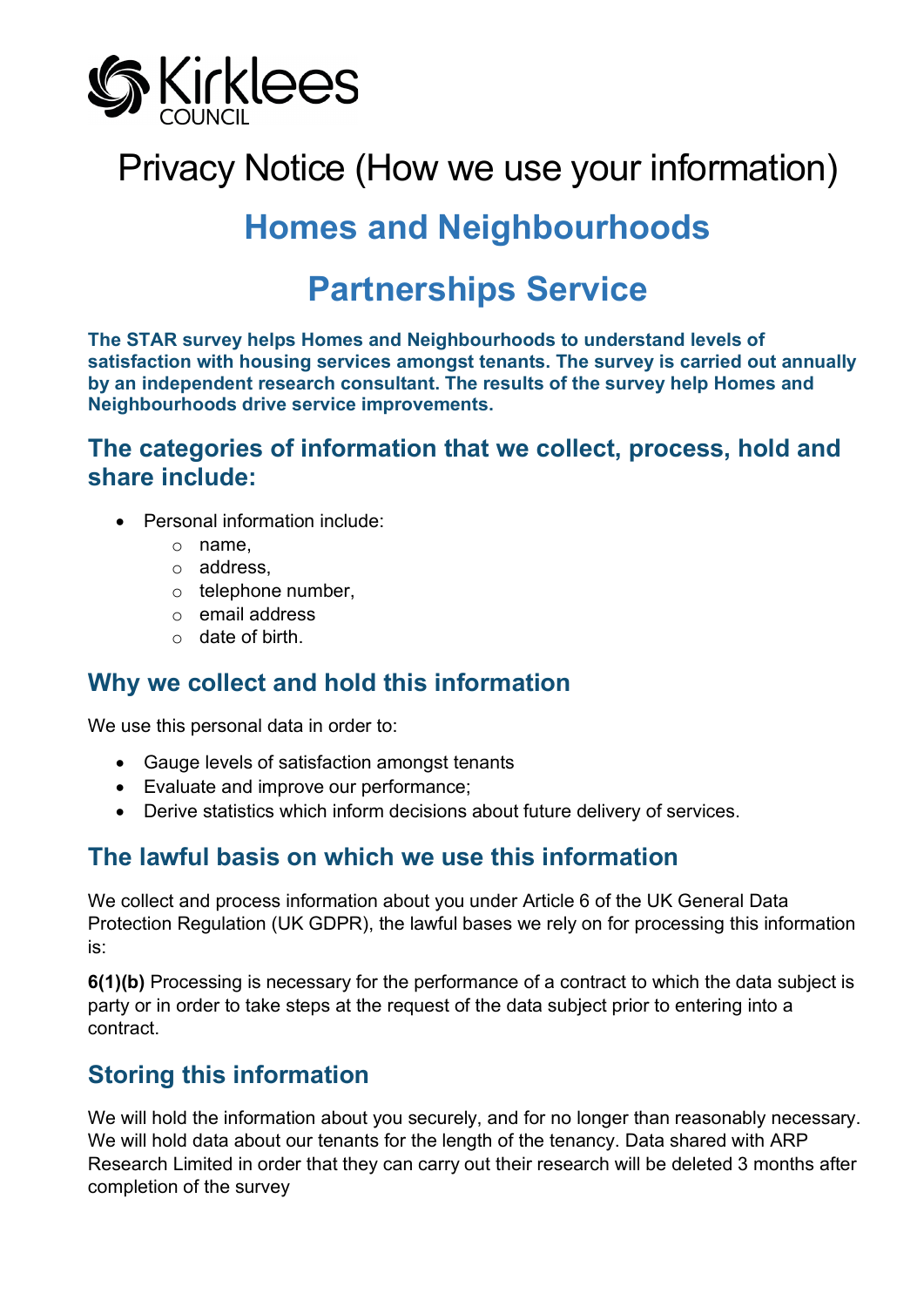Kirklees COUNCIL

# Privacy Notice (How we use your information)

# Homes and Neighbourhoods

# Partnerships Service

**The STAR survey helps Homes and Neighbourhoods to understand levels of satisfaction with housing services amongst tenants. The survey is carried out annually by an independent research consultant. The results of the survey help Homes and Neighbourhoods drive service improvements.**

## The categories of information that we collect, process, hold and share include:

- Personal information include:
    - name,
    - address,
    - telephone number,
    - email address
    - date of birth.

## Why we collect and hold this information

We use this personal data in order to:

- Gauge levels of satisfaction amongst tenants
- Evaluate and improve our performance;
- Derive statistics which inform decisions about future delivery of services.

## The lawful basis on which we use this information

We collect and process information about you under Article 6 of the UK General Data Protection Regulation (UK GDPR), the lawful bases we rely on for processing this information is:

**6(1)(b)** Processing is necessary for the performance of a contract to which the data subject is party or in order to take steps at the request of the data subject prior to entering into a contract.

## Storing this information

We will hold the information about you securely, and for no longer than reasonably necessary. We will hold data about our tenants for the length of the tenancy. Data shared with ARP Research Limited in order that they can carry out their research will be deleted 3 months after completion of the survey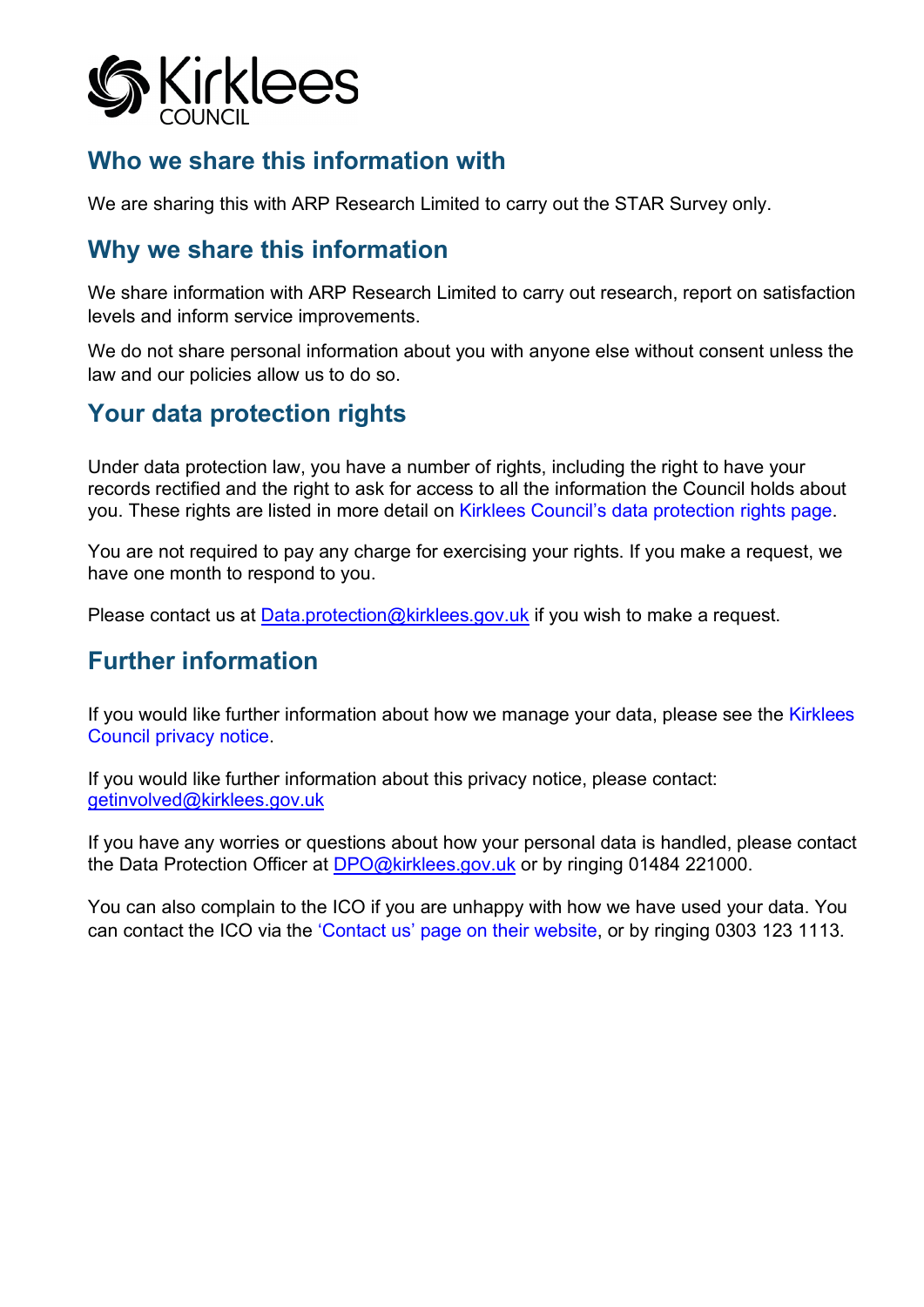## Who we share this information with

We are sharing this with ARP Research Limited to carry out the STAR Survey only.

## Why we share this information

We share information with ARP Research Limited to carry out research, report on satisfaction levels and inform service improvements.

We do not share personal information about you with anyone else without consent unless the law and our policies allow us to do so.

## Your data protection rights

Under data protection law, you have a number of rights, including the right to have your records rectified and the right to ask for access to all the information the Council holds about you. These rights are listed in more detail on Kirklees Council's data protection rights page.

You are not required to pay any charge for exercising your rights. If you make a request, we have one month to respond to you.

Please contact us at Data.protection@kirklees.gov.uk if you wish to make a request.

## Further information

If you would like further information about how we manage your data, please see the Kirklees Council privacy notice.

If you would like further information about this privacy notice, please contact: getinvolved@kirklees.gov.uk

If you have any worries or questions about how your personal data is handled, please contact the Data Protection Officer at DPO@kirklees.gov.uk or by ringing 01484 221000.

You can also complain to the ICO if you are unhappy with how we have used your data. You can contact the ICO via the 'Contact us' page on their website, or by ringing 0303 123 1113.